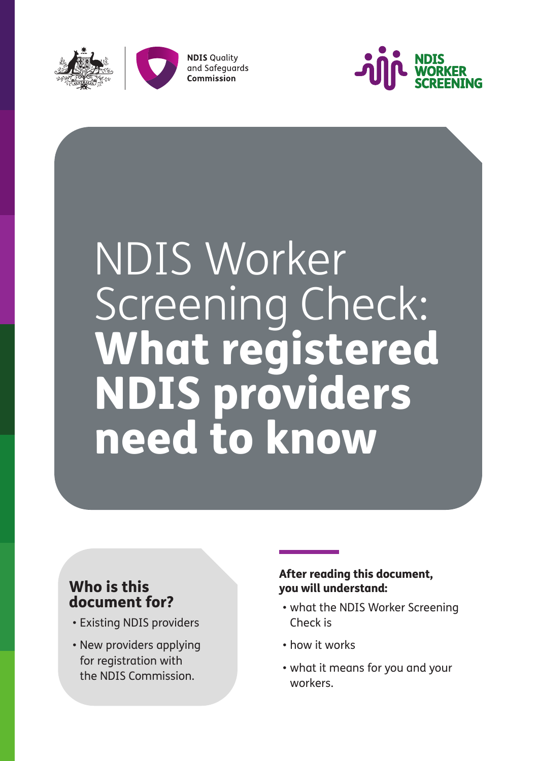NDIS Quality and Safeguards Commission

NDIS WORKER SCREENING

# NDIS Worker Screening Check: **What registered NDIS providers need to know**

## Who is this document for?

- Existing NDIS providers
- New providers applying for registration with the NDIS Commission.

**After reading this document, you will understand:**

- what the NDIS Worker Screening Check is
- how it works
- what it means for you and your workers.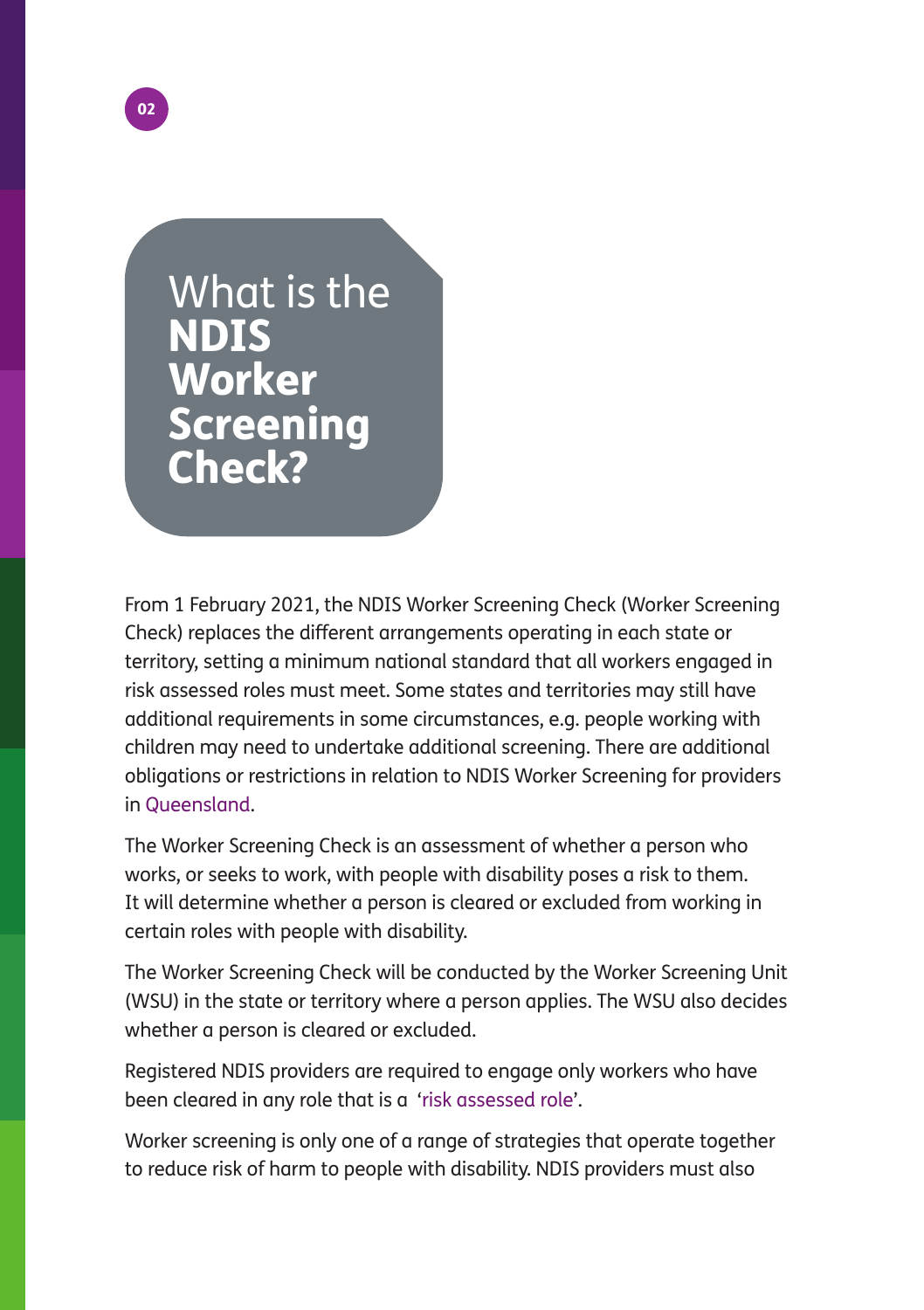# What is the **NDIS Worker Screening Check?**

From 1 February 2021, the NDIS Worker Screening Check (Worker Screening Check) replaces the different arrangements operating in each state or territory, setting a minimum national standard that all workers engaged in risk assessed roles must meet. Some states and territories may still have additional requirements in some circumstances, e.g. people working with children may need to undertake additional screening. There are additional obligations or restrictions in relation to NDIS Worker Screening for providers in Queensland.

The Worker Screening Check is an assessment of whether a person who works, or seeks to work, with people with disability poses a risk to them. It will determine whether a person is cleared or excluded from working in certain roles with people with disability.

The Worker Screening Check will be conducted by the Worker Screening Unit (WSU) in the state or territory where a person applies. The WSU also decides whether a person is cleared or excluded.

Registered NDIS providers are required to engage only workers who have been cleared in any role that is a 'risk assessed role'.

Worker screening is only one of a range of strategies that operate together to reduce risk of harm to people with disability. NDIS providers must also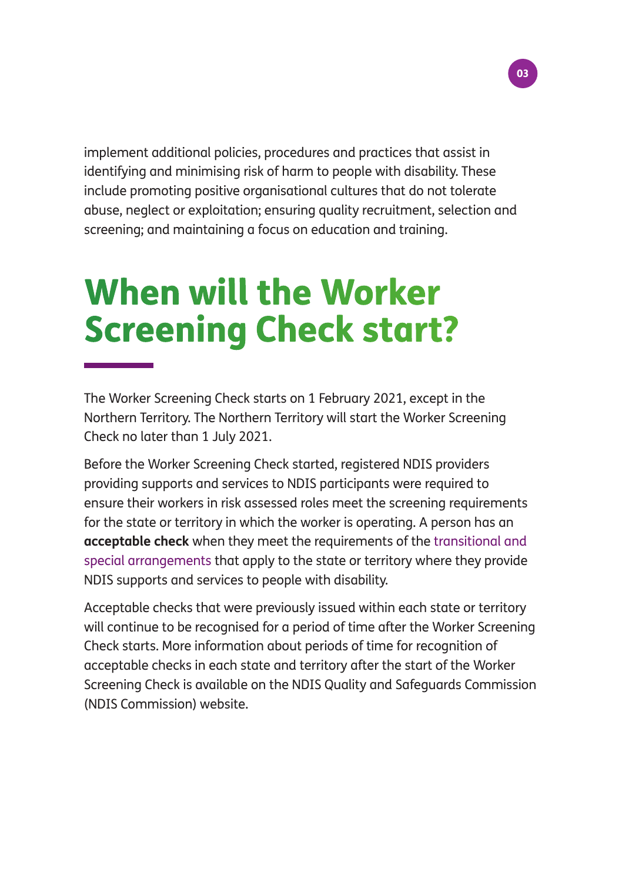implement additional policies, procedures and practices that assist in identifying and minimising risk of harm to people with disability. These include promoting positive organisational cultures that do not tolerate abuse, neglect or exploitation; ensuring quality recruitment, selection and screening; and maintaining a focus on education and training.

# When will the Worker Screening Check start?

The Worker Screening Check starts on 1 February 2021, except in the Northern Territory. The Northern Territory will start the Worker Screening Check no later than 1 July 2021.

Before the Worker Screening Check started, registered NDIS providers providing supports and services to NDIS participants were required to ensure their workers in risk assessed roles meet the screening requirements for the state or territory in which the worker is operating. A person has an **acceptable check** when they meet the requirements of the transitional and special arrangements that apply to the state or territory where they provide NDIS supports and services to people with disability.

Acceptable checks that were previously issued within each state or territory will continue to be recognised for a period of time after the Worker Screening Check starts. More information about periods of time for recognition of acceptable checks in each state and territory after the start of the Worker Screening Check is available on the NDIS Quality and Safeguards Commission (NDIS Commission) website.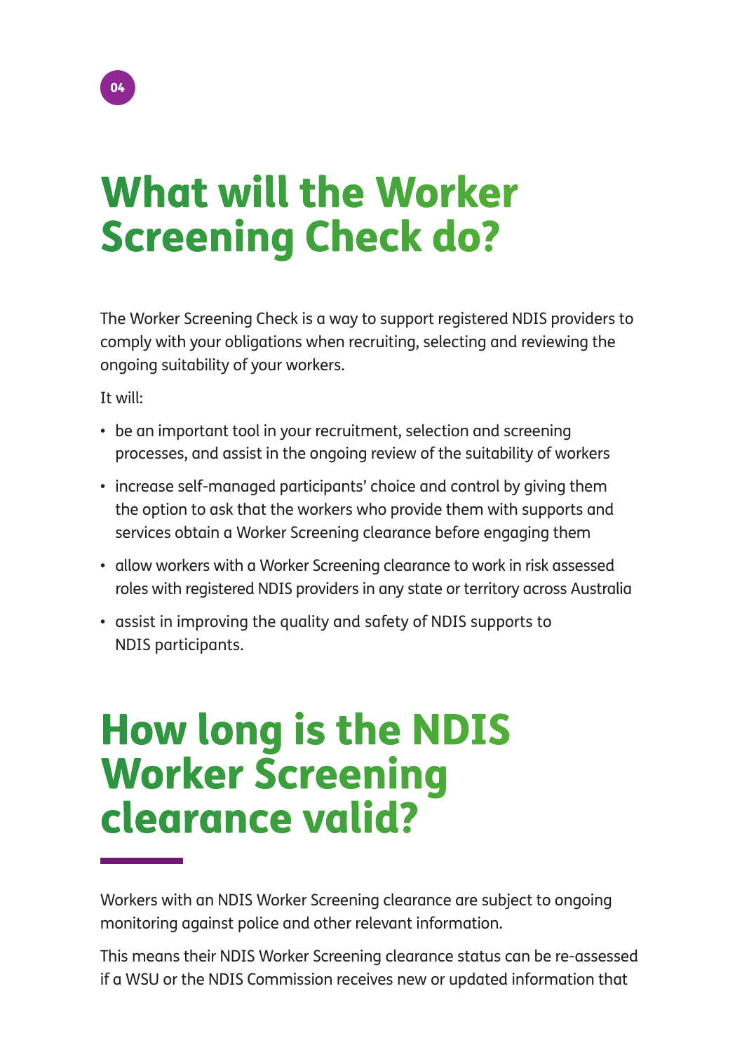# What will the Worker Screening Check do?

The Worker Screening Check is a way to support registered NDIS providers to comply with your obligations when recruiting, selecting and reviewing the ongoing suitability of your workers.

It will:

- be an important tool in your recruitment, selection and screening processes, and assist in the ongoing review of the suitability of workers
- increase self-managed participants' choice and control by giving them the option to ask that the workers who provide them with supports and services obtain a Worker Screening clearance before engaging them
- allow workers with a Worker Screening clearance to work in risk assessed roles with registered NDIS providers in any state or territory across Australia
- assist in improving the quality and safety of NDIS supports to NDIS participants.

# How long is the NDIS Worker Screening clearance valid?

Workers with an NDIS Worker Screening clearance are subject to ongoing monitoring against police and other relevant information.

This means their NDIS Worker Screening clearance status can be re-assessed if a WSU or the NDIS Commission receives new or updated information that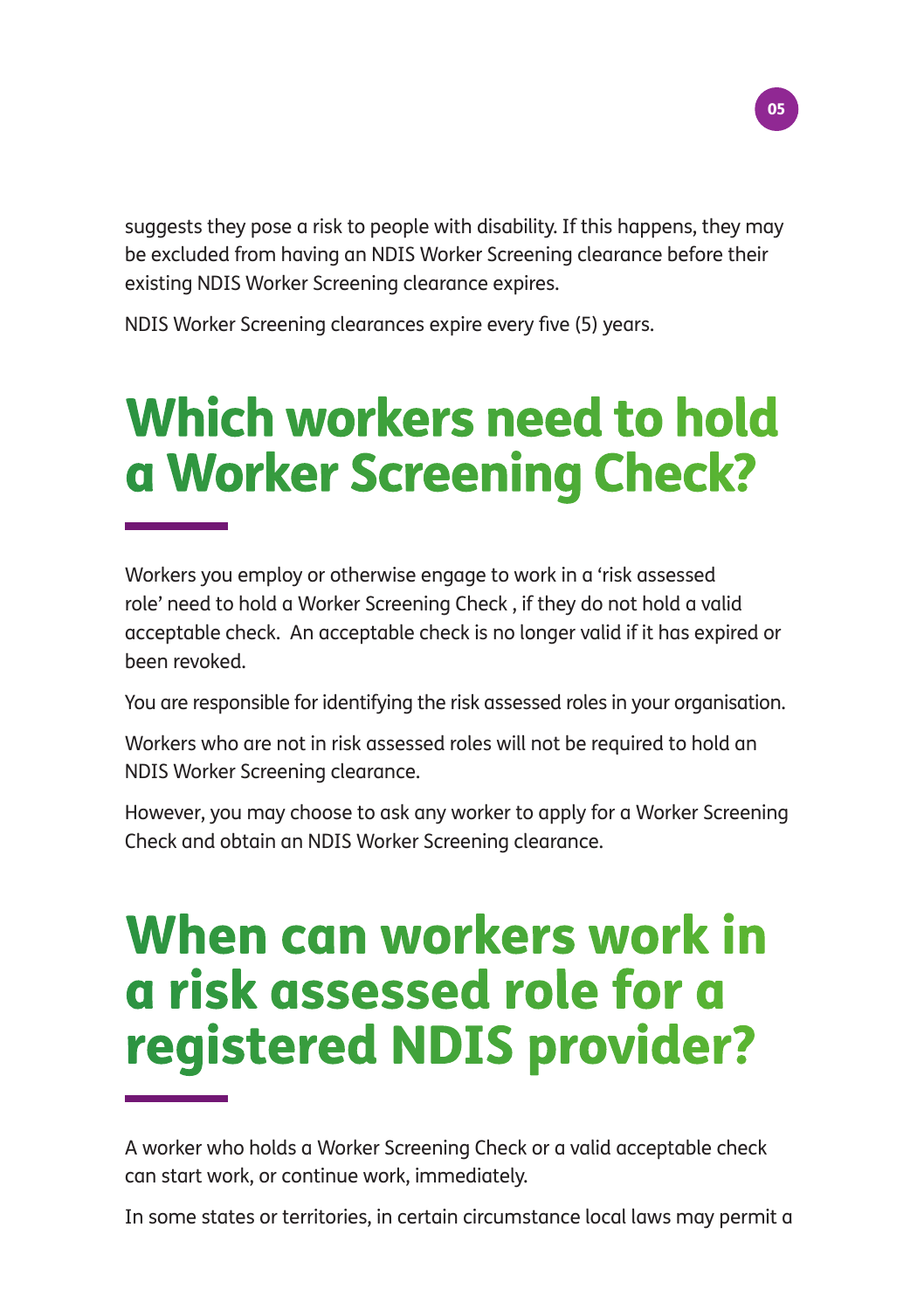suggests they pose a risk to people with disability. If this happens, they may be excluded from having an NDIS Worker Screening clearance before their existing NDIS Worker Screening clearance expires.

NDIS Worker Screening clearances expire every five (5) years.

# Which workers need to hold a Worker Screening Check?

Workers you employ or otherwise engage to work in a 'risk assessed role' need to hold a Worker Screening Check , if they do not hold a valid acceptable check. An acceptable check is no longer valid if it has expired or been revoked.

You are responsible for identifying the risk assessed roles in your organisation.

Workers who are not in risk assessed roles will not be required to hold an NDIS Worker Screening clearance.

However, you may choose to ask any worker to apply for a Worker Screening Check and obtain an NDIS Worker Screening clearance.

# When can workers work in a risk assessed role for a registered NDIS provider?

A worker who holds a Worker Screening Check or a valid acceptable check can start work, or continue work, immediately.

In some states or territories, in certain circumstance local laws may permit a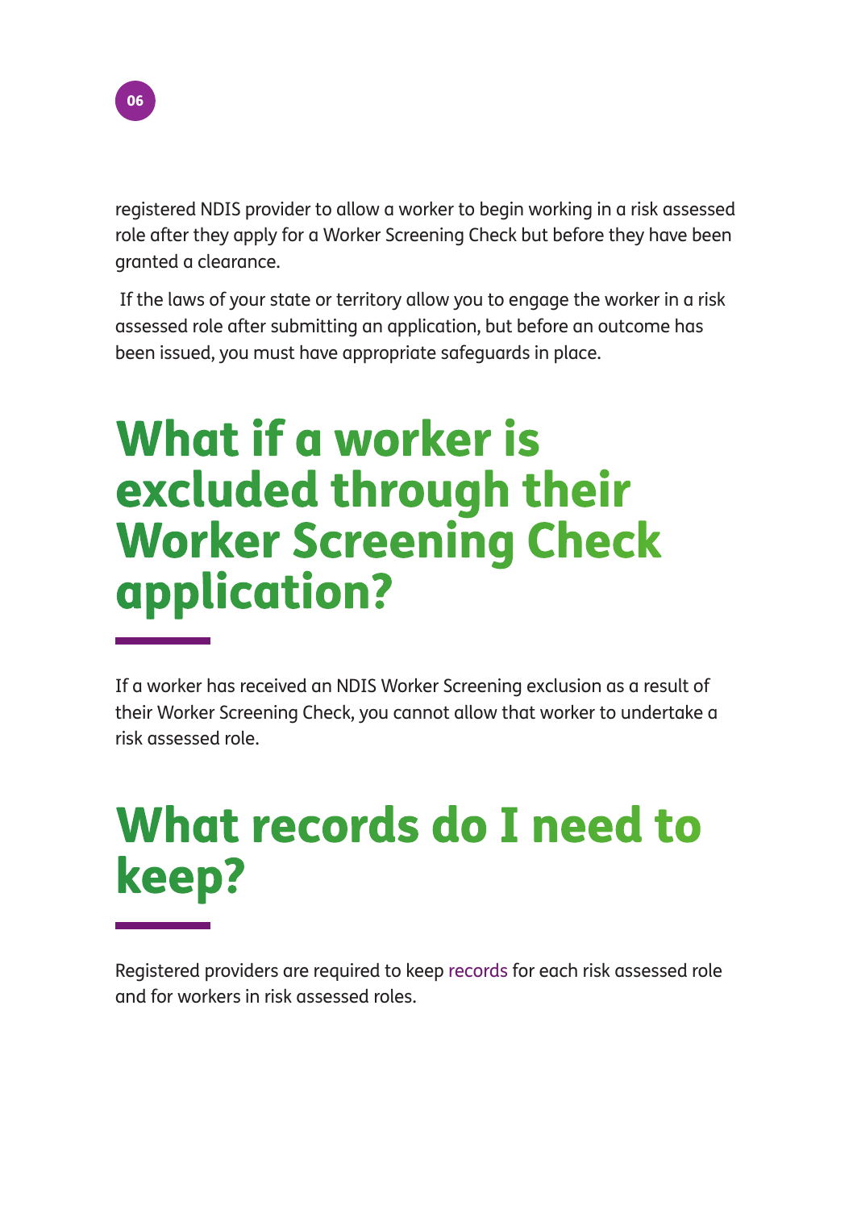registered NDIS provider to allow a worker to begin working in a risk assessed role after they apply for a Worker Screening Check but before they have been granted a clearance.

If the laws of your state or territory allow you to engage the worker in a risk assessed role after submitting an application, but before an outcome has been issued, you must have appropriate safeguards in place.

# What if a worker is excluded through their Worker Screening Check application?

If a worker has received an NDIS Worker Screening exclusion as a result of their Worker Screening Check, you cannot allow that worker to undertake a risk assessed role.

# What records do I need to keep?

Registered providers are required to keep records for each risk assessed role and for workers in risk assessed roles.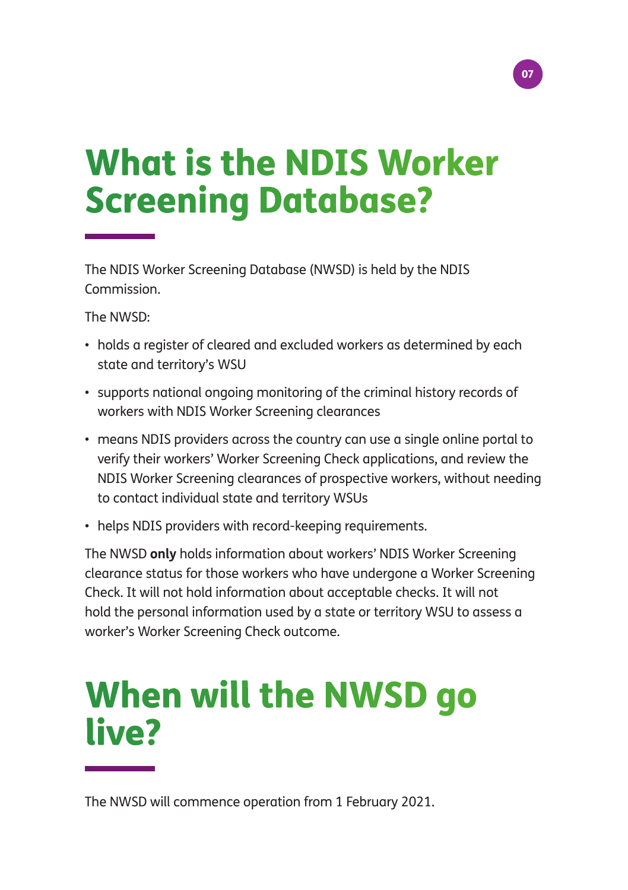# What is the NDIS Worker Screening Database?

The NDIS Worker Screening Database (NWSD) is held by the NDIS Commission.

The NWSD:

- holds a register of cleared and excluded workers as determined by each state and territory's WSU
- supports national ongoing monitoring of the criminal history records of workers with NDIS Worker Screening clearances
- means NDIS providers across the country can use a single online portal to verify their workers' Worker Screening Check applications, and review the NDIS Worker Screening clearances of prospective workers, without needing to contact individual state and territory WSUs
- helps NDIS providers with record-keeping requirements.

The NWSD **only** holds information about workers' NDIS Worker Screening clearance status for those workers who have undergone a Worker Screening Check. It will not hold information about acceptable checks. It will not hold the personal information used by a state or territory WSU to assess a worker's Worker Screening Check outcome.

# When will the NWSD go live?

The NWSD will commence operation from 1 February 2021.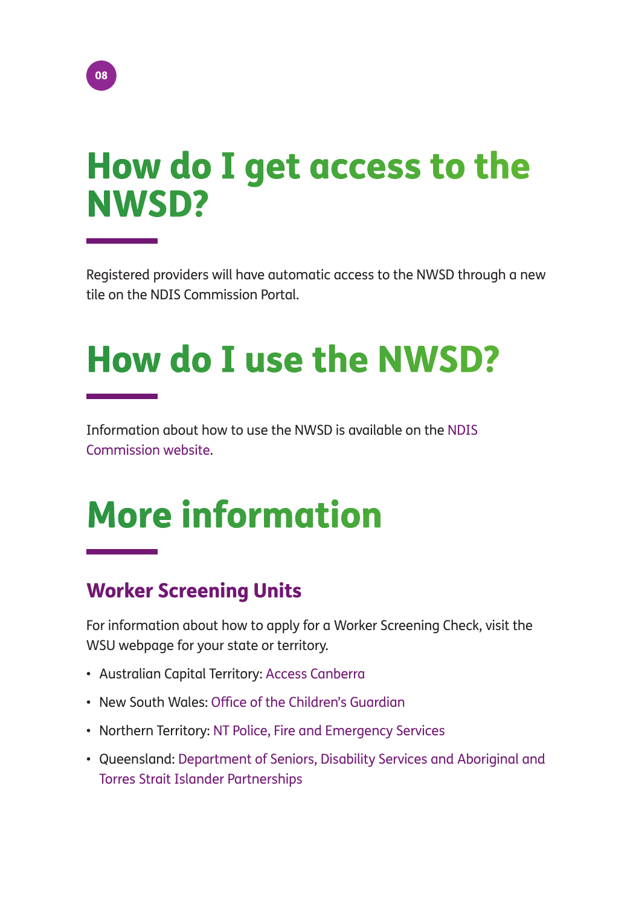# How do I get access to the NWSD?

Registered providers will have automatic access to the NWSD through a new tile on the NDIS Commission Portal.

# How do I use the NWSD?

Information about how to use the NWSD is available on the NDIS Commission website.

# More information

## Worker Screening Units

For information about how to apply for a Worker Screening Check, visit the WSU webpage for your state or territory.

- Australian Capital Territory: Access Canberra
- New South Wales: Office of the Children's Guardian
- Northern Territory: NT Police, Fire and Emergency Services
- Queensland: Department of Seniors, Disability Services and Aboriginal and Torres Strait Islander Partnerships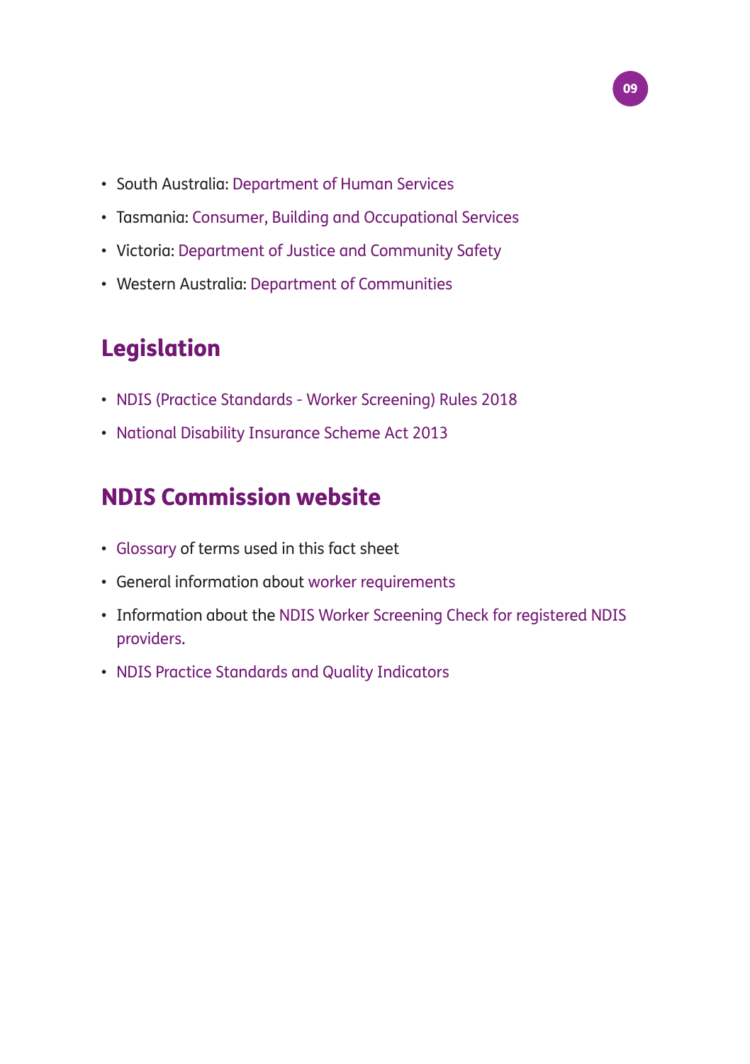- South Australia: Department of Human Services
- Tasmania: Consumer, Building and Occupational Services
- Victoria: Department of Justice and Community Safety
- Western Australia: Department of Communities

## Legislation

- NDIS (Practice Standards - Worker Screening) Rules 2018
- National Disability Insurance Scheme Act 2013

## NDIS Commission website

- Glossary of terms used in this fact sheet
- General information about worker requirements
- Information about the NDIS Worker Screening Check for registered NDIS providers.
- NDIS Practice Standards and Quality Indicators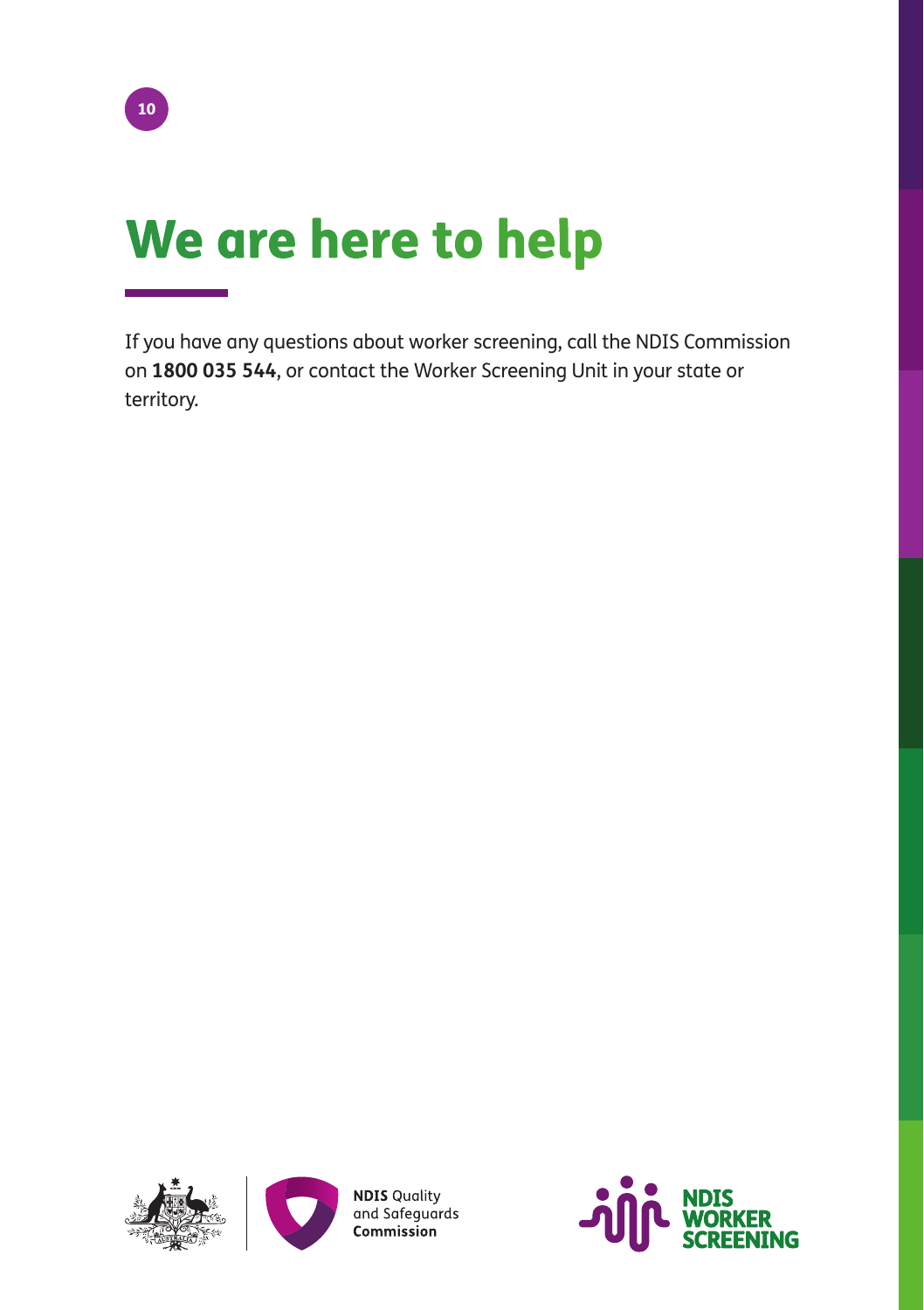# We are here to help

If you have any questions about worker screening, call the NDIS Commission on **1800 035 544**, or contact the Worker Screening Unit in your state or territory.

**NDIS** Quality and Safeguards **Commission**

NDIS WORKER SCREENING